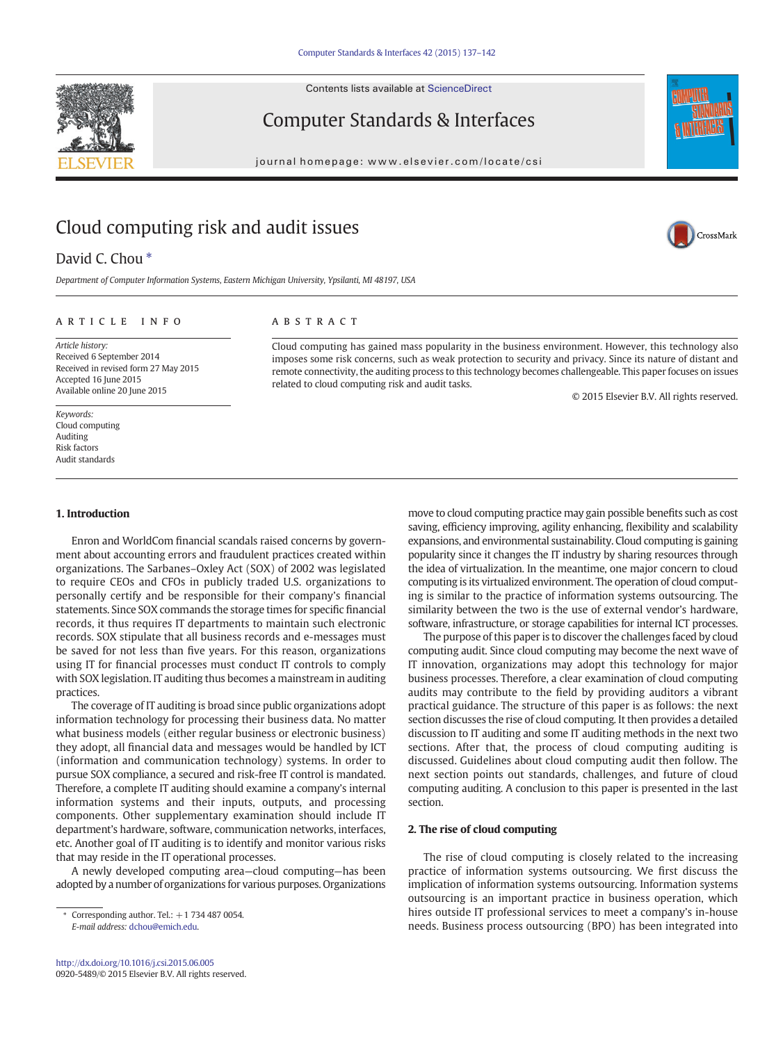Contents lists available at ScienceDirect

Computer Standards & Interfaces

journal homepage: www.elsevier.com/locate/csi

# Cloud computing risk and audit issues

David C. Chou *

*Department of Computer Information Systems, Eastern Michigan University, Ypsilanti, MI 48197, USA*

**ARTICLE INFO**

*Article history:*
Received 6 September 2014
Received in revised form 27 May 2015
Accepted 16 June 2015
Available online 20 June 2015

*Keywords:*
Cloud computing
Auditing
Risk factors
Audit standards

**ABSTRACT**

Cloud computing has gained mass popularity in the business environment. However, this technology also imposes some risk concerns, such as weak protection to security and privacy. Since its nature of distant and remote connectivity, the auditing process to this technology becomes challengeable. This paper focuses on issues related to cloud computing risk and audit tasks.

© 2015 Elsevier B.V. All rights reserved.

## 1. Introduction

Enron and WorldCom financial scandals raised concerns by government about accounting errors and fraudulent practices created within organizations. The Sarbanes–Oxley Act (SOX) of 2002 was legislated to require CEOs and CFOs in publicly traded U.S. organizations to personally certify and be responsible for their company's financial statements. Since SOX commands the storage times for specific financial records, it thus requires IT departments to maintain such electronic records. SOX stipulate that all business records and e-messages must be saved for not less than five years. For this reason, organizations using IT for financial processes must conduct IT controls to comply with SOX legislation. IT auditing thus becomes a mainstream in auditing practices.

The coverage of IT auditing is broad since public organizations adopt information technology for processing their business data. No matter what business models (either regular business or electronic business) they adopt, all financial data and messages would be handled by ICT (information and communication technology) systems. In order to pursue SOX compliance, a secured and risk-free IT control is mandated. Therefore, a complete IT auditing should examine a company's internal information systems and their inputs, outputs, and processing components. Other supplementary examination should include IT department's hardware, software, communication networks, interfaces, etc. Another goal of IT auditing is to identify and monitor various risks that may reside in the IT operational processes.

A newly developed computing area—cloud computing—has been adopted by a number of organizations for various purposes. Organizations move to cloud computing practice may gain possible benefits such as cost saving, efficiency improving, agility enhancing, flexibility and scalability expansions, and environmental sustainability. Cloud computing is gaining popularity since it changes the IT industry by sharing resources through the idea of virtualization. In the meantime, one major concern to cloud computing is its virtualized environment. The operation of cloud computing is similar to the practice of information systems outsourcing. The similarity between the two is the use of external vendor's hardware, software, infrastructure, or storage capabilities for internal ICT processes.

The purpose of this paper is to discover the challenges faced by cloud computing audit. Since cloud computing may become the next wave of IT innovation, organizations may adopt this technology for major business processes. Therefore, a clear examination of cloud computing audits may contribute to the field by providing auditors a vibrant practical guidance. The structure of this paper is as follows: the next section discusses the rise of cloud computing. It then provides a detailed discussion to IT auditing and some IT auditing methods in the next two sections. After that, the process of cloud computing auditing is discussed. Guidelines about cloud computing audit then follow. The next section points out standards, challenges, and future of cloud computing auditing. A conclusion to this paper is presented in the last section.

## 2. The rise of cloud computing

The rise of cloud computing is closely related to the increasing practice of information systems outsourcing. We first discuss the implication of information systems outsourcing. Information systems outsourcing is an important practice in business operation, which hires outside IT professional services to meet a company's in-house needs. Business process outsourcing (BPO) has been integrated into

* Corresponding author. Tel.: +1 734 487 0054.
*E-mail address:* dchou@emich.edu.

http://dx.doi.org/10.1016/j.csi.2015.06.005
0920-5489/© 2015 Elsevier B.V. All rights reserved.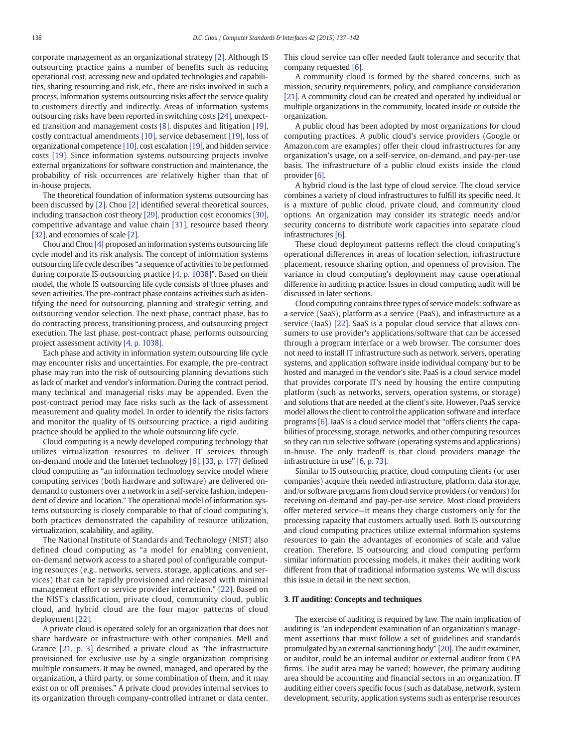corporate management as an organizational strategy [2]. Although IS outsourcing practice gains a number of benefits such as reducing operational cost, accessing new and updated technologies and capabilities, sharing resourcing and risk, etc., there are risks involved in such a process. Information systems outsourcing risks affect the service quality to customers directly and indirectly. Areas of information systems outsourcing risks have been reported in switching costs [24], unexpected transition and management costs [8], disputes and litigation [19], costly contractual amendments [10], service debasement [19], loss of organizational competence [10], cost escalation [19], and hidden service costs [19]. Since information systems outsourcing projects involve external organizations for software construction and maintenance, the probability of risk occurrences are relatively higher than that of in-house projects.

The theoretical foundation of information systems outsourcing has been discussed by [2]. Chou [2] identified several theoretical sources, including transaction cost theory [29], production cost economics [30], competitive advantage and value chain [31], resource based theory [32], and economies of scale [2].

Chou and Chou [4] proposed an information systems outsourcing life cycle model and its risk analysis. The concept of information systems outsourcing life cycle describes "a sequence of activities to be performed during corporate IS outsourcing practice [4, p. 1038]". Based on their model, the whole IS outsourcing life cycle consists of three phases and seven activities. The pre-contract phase contains activities such as identifying the need for outsourcing, planning and strategic setting, and outsourcing vendor selection. The next phase, contract phase, has to do contracting process, transitioning process, and outsourcing project execution. The last phase, post-contract phase, performs outsourcing project assessment activity [4, p. 1038].

Each phase and activity in information system outsourcing life cycle may encounter risks and uncertainties. For example, the pre-contract phase may run into the risk of outsourcing planning deviations such as lack of market and vendor's information. During the contract period, many technical and managerial risks may be appended. Even the post-contract period may face risks such as the lack of assessment measurement and quality model. In order to identify the risks factors and monitor the quality of IS outsourcing practice, a rigid auditing practice should be applied to the whole outsourcing life cycle.

Cloud computing is a newly developed computing technology that utilizes virtualization resources to deliver IT services through on-demand mode and the Internet technology [6]. [33, p. 177] defined cloud computing as "an information technology service model where computing services (both hardware and software) are delivered on-demand to customers over a network in a self-service fashion, independent of device and location." The operational model of information systems outsourcing is closely comparable to that of cloud computing's, both practices demonstrated the capability of resource utilization, virtualization, scalability, and agility.

The National Institute of Standards and Technology (NIST) also defined cloud computing as "a model for enabling convenient, on-demand network access to a shared pool of configurable computing resources (e.g., networks, servers, storage, applications, and services) that can be rapidly provisioned and released with minimal management effort or service provider interaction." [22]. Based on the NIST's classification, private cloud, community cloud, public cloud, and hybrid cloud are the four major patterns of cloud deployment [22].

A private cloud is operated solely for an organization that does not share hardware or infrastructure with other companies. Mell and Grance [21, p. 3] described a private cloud as "the infrastructure provisioned for exclusive use by a single organization comprising multiple consumers. It may be owned, managed, and operated by the organization, a third party, or some combination of them, and it may exist on or off premises." A private cloud provides internal services to its organization through company-controlled intranet or data center. This cloud service can offer needed fault tolerance and security that company requested [6].

A community cloud is formed by the shared concerns, such as mission, security requirements, policy, and compliance consideration [21]. A community cloud can be created and operated by individual or multiple organizations in the community, located inside or outside the organization.

A public cloud has been adopted by most organizations for cloud computing practices. A public cloud's service providers (Google or Amazon.com are examples) offer their cloud infrastructures for any organization's usage, on a self-service, on-demand, and pay-per-use basis. The infrastructure of a public cloud exists inside the cloud provider [6].

A hybrid cloud is the last type of cloud service. The cloud service combines a variety of cloud infrastructures to fulfill its specific need. It is a mixture of public cloud, private cloud, and community cloud options. An organization may consider its strategic needs and/or security concerns to distribute work capacities into separate cloud infrastructures [6].

These cloud deployment patterns reflect the cloud computing's operational differences in areas of location selection, infrastructure placement, resource sharing option, and openness of provision. The variance in cloud computing's deployment may cause operational difference in auditing practice. Issues in cloud computing audit will be discussed in later sections.

Cloud computing contains three types of service models: software as a service (SaaS), platform as a service (PaaS), and infrastructure as a service (IaaS) [22]. SaaS is a popular cloud service that allows consumers to use provider's applications/software that can be accessed through a program interface or a web browser. The consumer does not need to install IT infrastructure such as network, servers, operating systems, and application software inside individual company but to be hosted and managed in the vendor's site. PaaS is a cloud service model that provides corporate IT's need by housing the entire computing platform (such as networks, servers, operation systems, or storage) and solutions that are needed at the client's site. However, PaaS service model allows the client to control the application software and interface programs [6]. IaaS is a cloud service model that "offers clients the capabilities of processing, storage, networks, and other computing resources so they can run selective software (operating systems and applications) in-house. The only tradeoff is that cloud providers manage the infrastructure in use" [6, p. 73].

Similar to IS outsourcing practice, cloud computing clients (or user companies) acquire their needed infrastructure, platform, data storage, and/or software programs from cloud service providers (or vendors) for receiving on-demand and pay-per-use service. Most cloud providers offer metered service—it means they charge customers only for the processing capacity that customers actually used. Both IS outsourcing and cloud computing practices utilize external information systems resources to gain the advantages of economies of scale and value creation. Therefore, IS outsourcing and cloud computing perform similar information processing models, it makes their auditing work different from that of traditional information systems. We will discuss this issue in detail in the next section.

## 3. IT auditing: Concepts and techniques

The exercise of auditing is required by law. The main implication of auditing is "an independent examination of an organization's management assertions that must follow a set of guidelines and standards promulgated by an external sanctioning body" [20]. The audit examiner, or auditor, could be an internal auditor or external auditor from CPA firms. The audit area may be varied; however, the primary auditing area should be accounting and financial sectors in an organization. IT auditing either covers specific focus (such as database, network, system development, security, application systems such as enterprise resources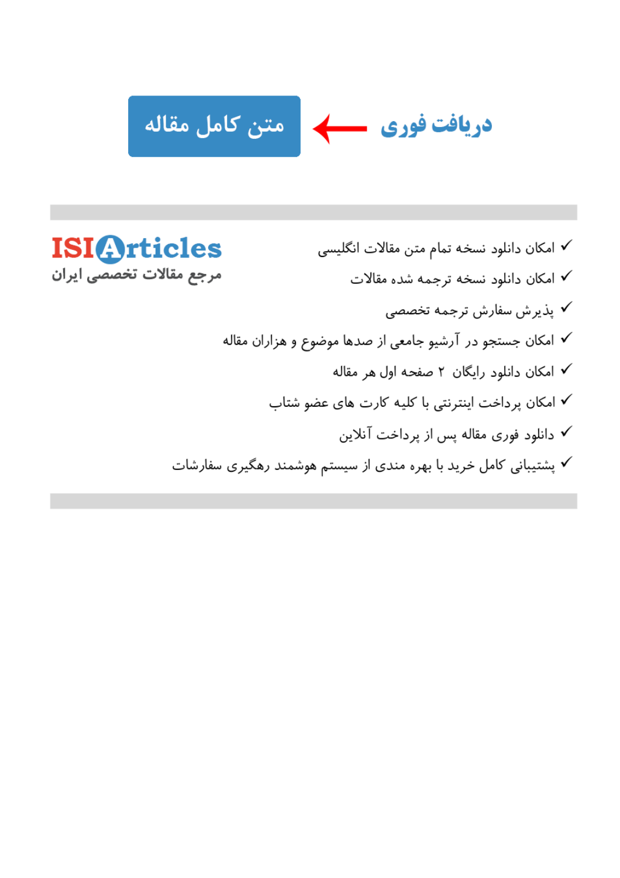دریافت فوری ← متن کامل مقاله

ISIArticles
مرجع مقالات تخصصی ایران

- ✓ امکان دانلود نسخه تمام متن مقالات انگلیسی
- ✓ امکان دانلود نسخه ترجمه شده مقالات
- ✓ پذیرش سفارش ترجمه تخصصی
- ✓ امکان جستجو در آرشیو جامعی از صدها موضوع و هزاران مقاله
- ✓ امکان دانلود رایگان ۲ صفحه اول هر مقاله
- ✓ امکان پرداخت اینترنتی با کلیه کارت های عضو شتاب
- ✓ دانلود فوری مقاله پس از پرداخت آنلاین
- ✓ پشتیبانی کامل خرید با بهره مندی از سیستم هوشمند رهگیری سفارشات